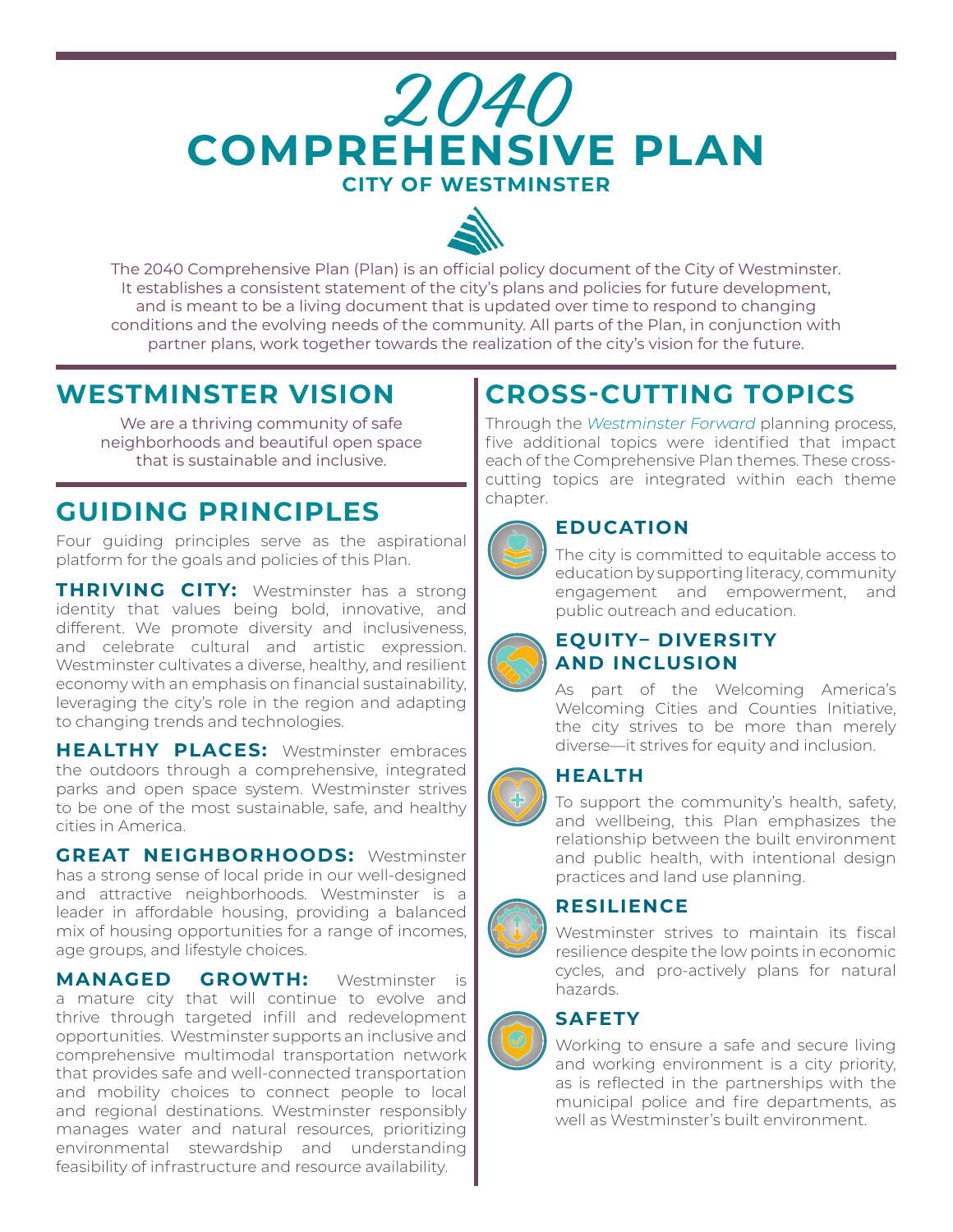# 2040 COMPREHENSIVE PLAN

### CITY OF WESTMINSTER

The 2040 Comprehensive Plan (Plan) is an official policy document of the City of Westminster. It establishes a consistent statement of the city's plans and policies for future development, and is meant to be a living document that is updated over time to respond to changing conditions and the evolving needs of the community. All parts of the Plan, in conjunction with partner plans, work together towards the realization of the city's vision for the future.

## WESTMINSTER VISION

We are a thriving community of safe neighborhoods and beautiful open space that is sustainable and inclusive.

## GUIDING PRINCIPLES

Four guiding principles serve as the aspirational platform for the goals and policies of this Plan.

**THRIVING CITY:** Westminster has a strong identity that values being bold, innovative, and different. We promote diversity and inclusiveness, and celebrate cultural and artistic expression. Westminster cultivates a diverse, healthy, and resilient economy with an emphasis on financial sustainability, leveraging the city's role in the region and adapting to changing trends and technologies.

**HEALTHY PLACES:** Westminster embraces the outdoors through a comprehensive, integrated parks and open space system. Westminster strives to be one of the most sustainable, safe, and healthy cities in America.

**GREAT NEIGHBORHOODS:** Westminster has a strong sense of local pride in our well-designed and attractive neighborhoods. Westminster is a leader in affordable housing, providing a balanced mix of housing opportunities for a range of incomes, age groups, and lifestyle choices.

**MANAGED GROWTH:** Westminster is a mature city that will continue to evolve and thrive through targeted infill and redevelopment opportunities. Westminster supports an inclusive and comprehensive multimodal transportation network that provides safe and well-connected transportation and mobility choices to connect people to local and regional destinations. Westminster responsibly manages water and natural resources, prioritizing environmental stewardship and understanding feasibility of infrastructure and resource availability.

## CROSS-CUTTING TOPICS

Through the *Westminster Forward* planning process, five additional topics were identified that impact each of the Comprehensive Plan themes. These cross-cutting topics are integrated within each theme chapter.

### EDUCATION

The city is committed to equitable access to education by supporting literacy, community engagement and empowerment, and public outreach and education.

### EQUITY– DIVERSITY AND INCLUSION

As part of the Welcoming America's Welcoming Cities and Counties Initiative, the city strives to be more than merely diverse—it strives for equity and inclusion.

### HEALTH

To support the community's health, safety, and wellbeing, this Plan emphasizes the relationship between the built environment and public health, with intentional design practices and land use planning.

### RESILIENCE

Westminster strives to maintain its fiscal resilience despite the low points in economic cycles, and pro-actively plans for natural hazards.

### SAFETY

Working to ensure a safe and secure living and working environment is a city priority, as is reflected in the partnerships with the municipal police and fire departments, as well as Westminster's built environment.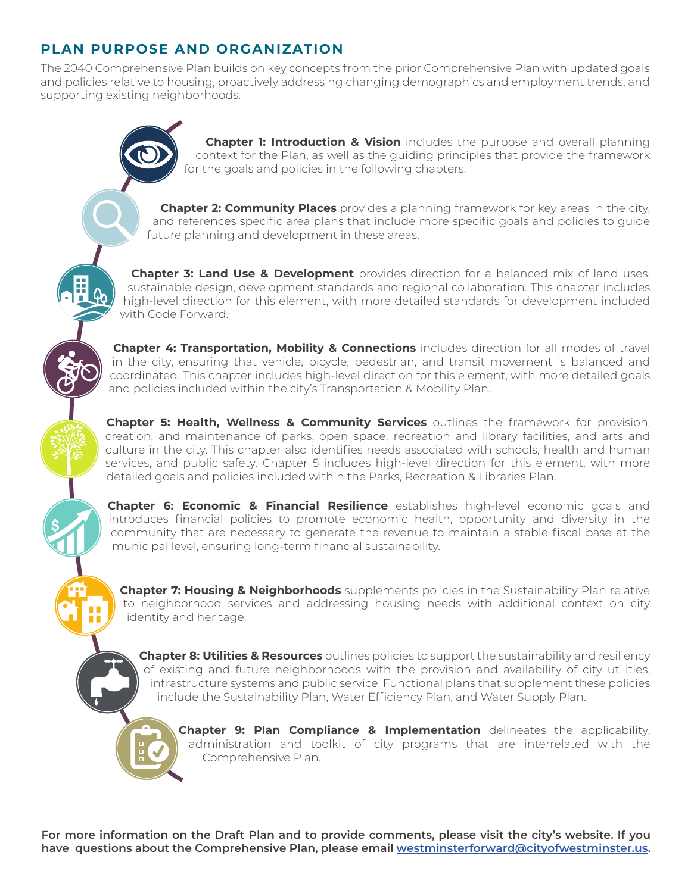## PLAN PURPOSE AND ORGANIZATION

The 2040 Comprehensive Plan builds on key concepts from the prior Comprehensive Plan with updated goals and policies relative to housing, proactively addressing changing demographics and employment trends, and supporting existing neighborhoods.

**Chapter 1: Introduction & Vision** includes the purpose and overall planning context for the Plan, as well as the guiding principles that provide the framework for the goals and policies in the following chapters.

**Chapter 2: Community Places** provides a planning framework for key areas in the city, and references specific area plans that include more specific goals and policies to guide future planning and development in these areas.

**Chapter 3: Land Use & Development** provides direction for a balanced mix of land uses, sustainable design, development standards and regional collaboration. This chapter includes high-level direction for this element, with more detailed standards for development included with Code Forward.

**Chapter 4: Transportation, Mobility & Connections** includes direction for all modes of travel in the city, ensuring that vehicle, bicycle, pedestrian, and transit movement is balanced and coordinated. This chapter includes high-level direction for this element, with more detailed goals and policies included within the city's Transportation & Mobility Plan.

**Chapter 5: Health, Wellness & Community Services** outlines the framework for provision, creation, and maintenance of parks, open space, recreation and library facilities, and arts and culture in the city. This chapter also identifies needs associated with schools, health and human services, and public safety. Chapter 5 includes high-level direction for this element, with more detailed goals and policies included within the Parks, Recreation & Libraries Plan.

**Chapter 6: Economic & Financial Resilience** establishes high-level economic goals and introduces financial policies to promote economic health, opportunity and diversity in the community that are necessary to generate the revenue to maintain a stable fiscal base at the municipal level, ensuring long-term financial sustainability.

**Chapter 7: Housing & Neighborhoods** supplements policies in the Sustainability Plan relative to neighborhood services and addressing housing needs with additional context on city identity and heritage.

**Chapter 8: Utilities & Resources** outlines policies to support the sustainability and resiliency of existing and future neighborhoods with the provision and availability of city utilities, infrastructure systems and public service. Functional plans that supplement these policies include the Sustainability Plan, Water Efficiency Plan, and Water Supply Plan.

**Chapter 9: Plan Compliance & Implementation** delineates the applicability, administration and toolkit of city programs that are interrelated with the Comprehensive Plan.

**For more information on the Draft Plan and to provide comments, please visit the city's website. If you have questions about the Comprehensive Plan, please email westminsterforward@cityofwestminster.us.**